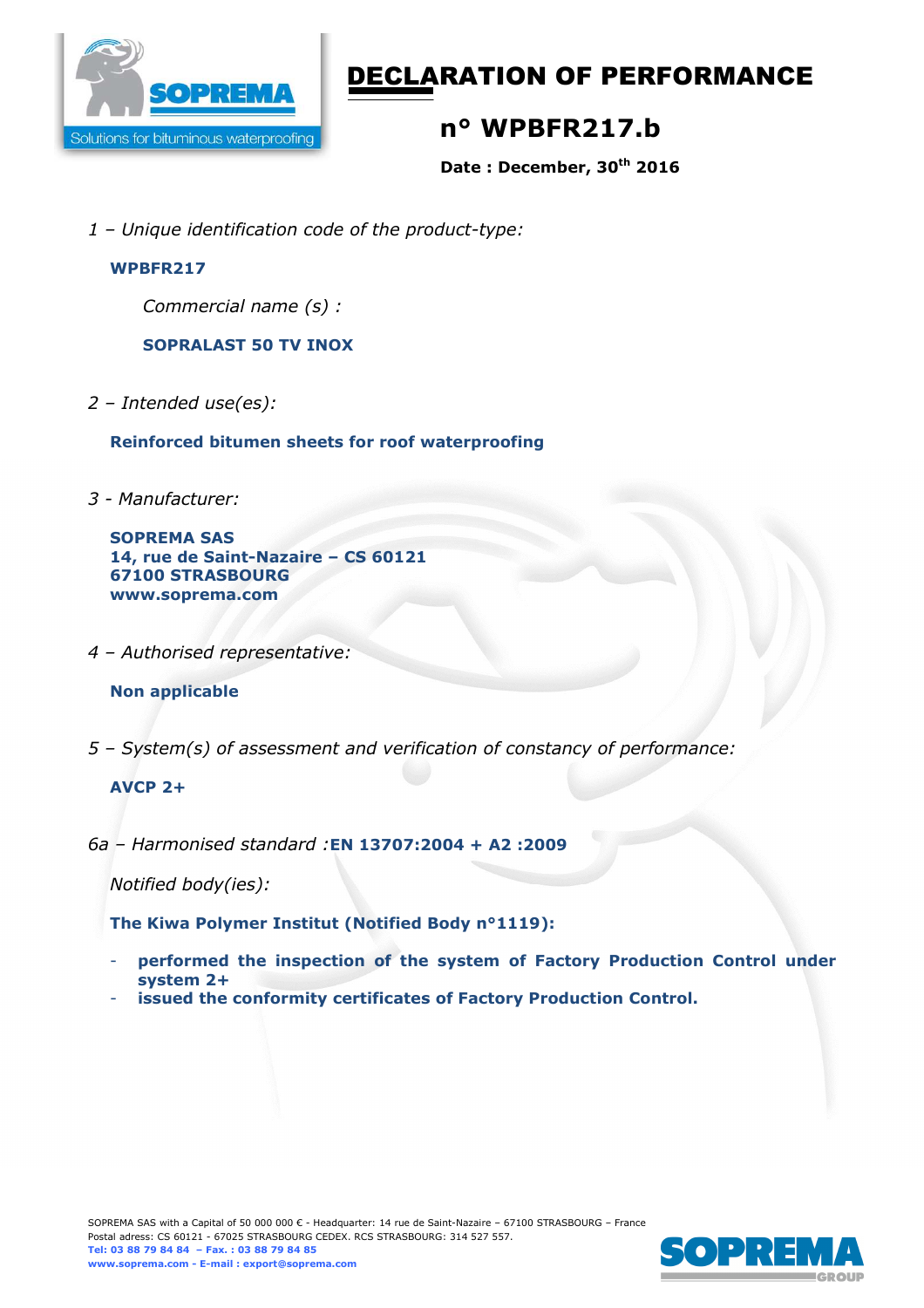# DECLARATION OF PERFORMANCE

## n° WPBFR217.b

**Date : December, 30th 2016**

*1 – Unique identification code of the product-type:*

**WPBFR217**

*Commercial name (s) :*

**SOPRALAST 50 TV INOX**

*2 – Intended use(es):*

**Reinforced bitumen sheets for roof waterproofing**

*3 - Manufacturer:*

**SOPREMA SAS**
**14, rue de Saint-Nazaire – CS 60121**
**67100 STRASBOURG**
**www.soprema.com**

*4 – Authorised representative:*

**Non applicable**

*5 – System(s) of assessment and verification of constancy of performance:*

**AVCP 2+**

*6a – Harmonised standard :* **EN 13707:2004 + A2 :2009**

*Notified body(ies):*

**The Kiwa Polymer Institut (Notified Body n°1119):**

- **performed the inspection of the system of Factory Production Control under system 2+**
- **issued the conformity certificates of Factory Production Control.**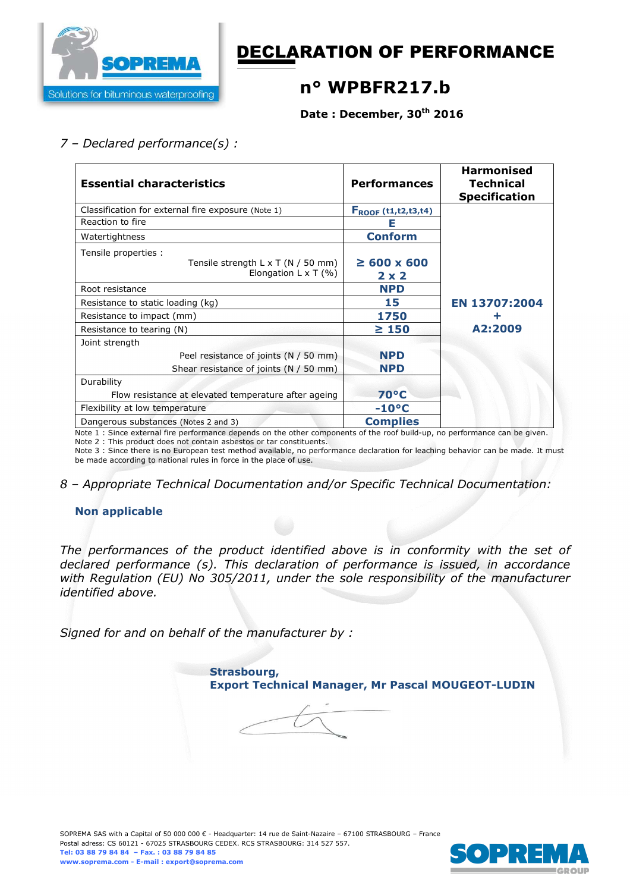# DECLARATION OF PERFORMANCE

## n° WPBFR217.b

**Date : December, 30th 2016**

*7 – Declared performance(s) :*

| Essential characteristics | Performances | Harmonised Technical Specification |
|---|---|---|
| Classification for external fire exposure (Note 1) | $F_{ROOF}$ (t1,t2,t3,t4) | EN 13707:2004 + A2:2009 |
| Reaction to fire | E | |
| Watertightness | Conform | |
| Tensile properties : Tensile strength L x T (N / 50 mm) / Elongation L x T (%) | ≥ 600 x 600 / 2 x 2 | |
| Root resistance | NPD | |
| Resistance to static loading (kg) | 15 | |
| Resistance to impact (mm) | 1750 | |
| Resistance to tearing (N) | ≥ 150 | |
| Joint strength: Peel resistance of joints (N / 50 mm) / Shear resistance of joints (N / 50 mm) | NPD / NPD | |
| Durability: Flow resistance at elevated temperature after ageing | 70°C | |
| Flexibility at low temperature | -10°C | |
| Dangerous substances (Notes 2 and 3) | Complies | |

Note 1 : Since external fire performance depends on the other components of the roof build-up, no performance can be given.
Note 2 : This product does not contain asbestos or tar constituents.
Note 3 : Since there is no European test method available, no performance declaration for leaching behavior can be made. It must be made according to national rules in force in the place of use.

*8 – Appropriate Technical Documentation and/or Specific Technical Documentation:*

**Non applicable**

*The performances of the product identified above is in conformity with the set of declared performance (s). This declaration of performance is issued, in accordance with Regulation (EU) No 305/2011, under the sole responsibility of the manufacturer identified above.*

*Signed for and on behalf of the manufacturer by :*

**Strasbourg,**
**Export Technical Manager, Mr Pascal MOUGEOT-LUDIN**

SOPREMA SAS with a Capital of 50 000 000 € - Headquarter: 14 rue de Saint-Nazaire – 67100 STRASBOURG – France
Postal adress: CS 60121 - 67025 STRASBOURG CEDEX. RCS STRASBOURG: 314 527 557.
**Tel: 03 88 79 84 84 – Fax. : 03 88 79 84 85**
**www.soprema.com - E-mail : export@soprema.com**